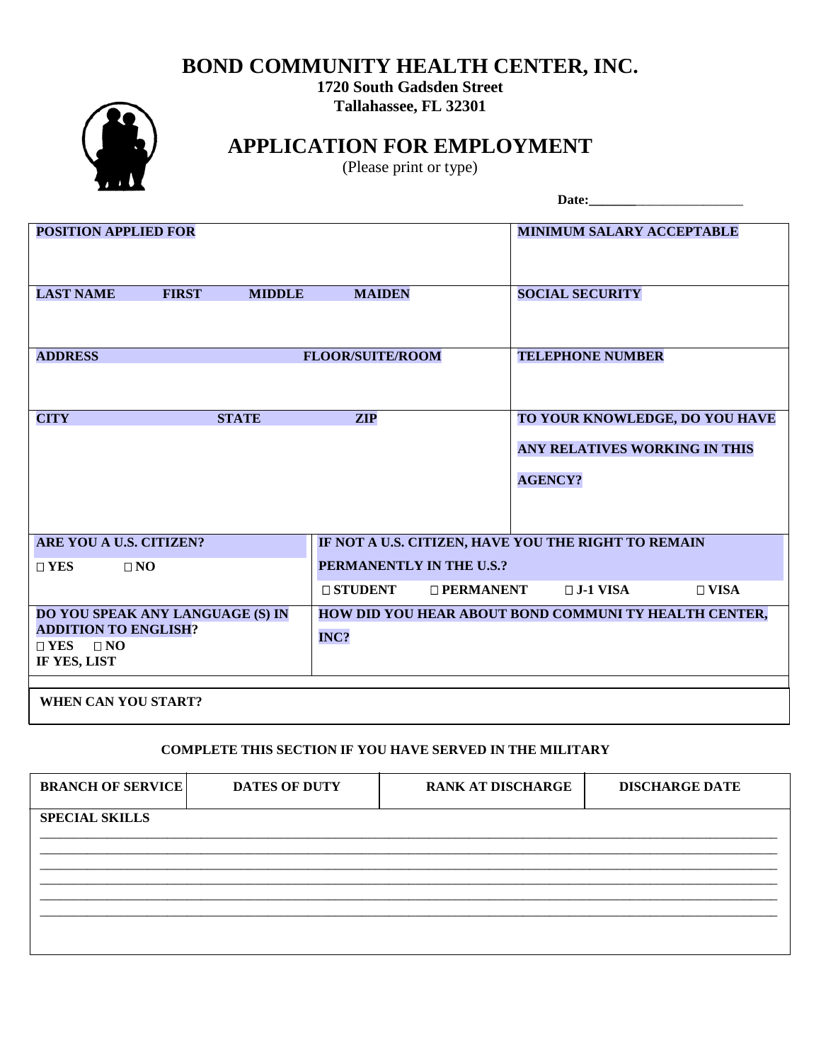# BOND COMMUNITY HEALTH CENTER, INC.

**1720 South Gadsden Street**
**Tallahassee, FL 32301**

## APPLICATION FOR EMPLOYMENT

(Please print or type)

**Date:**________________________

| | | |
|---|---|---|
| **POSITION APPLIED FOR** | | **MINIMUM SALARY ACCEPTABLE** |
| **LAST NAME** **FIRST** **MIDDLE** **MAIDEN** | | **SOCIAL SECURITY** |
| **ADDRESS** **FLOOR/SUITE/ROOM** | | **TELEPHONE NUMBER** |
| **CITY** **STATE** **ZIP** | | **TO YOUR KNOWLEDGE, DO YOU HAVE ANY RELATIVES WORKING IN THIS AGENCY?** |
| **ARE YOU A U.S. CITIZEN?** ☐ **YES** ☐ **NO** | **IF NOT A U.S. CITIZEN, HAVE YOU THE RIGHT TO REMAIN PERMANENTLY IN THE U.S.?** ☐ **STUDENT** ☐ **PERMANENT** ☐ **J-1 VISA** ☐ **VISA** | |
| **DO YOU SPEAK ANY LANGUAGE (S) IN ADDITION TO ENGLISH?** ☐ **YES** ☐ **NO** **IF YES, LIST** | **HOW DID YOU HEAR ABOUT BOND COMMUNI TY HEALTH CENTER, INC?** | |
| **WHEN CAN YOU START?** | | |

**COMPLETE THIS SECTION IF YOU HAVE SERVED IN THE MILITARY**

| BRANCH OF SERVICE | DATES OF DUTY | RANK AT DISCHARGE | DISCHARGE DATE |
|---|---|---|---|
| | | | |

**SPECIAL SKILLS**

______________________________________________________________________________
______________________________________________________________________________
______________________________________________________________________________
______________________________________________________________________________
______________________________________________________________________________
______________________________________________________________________________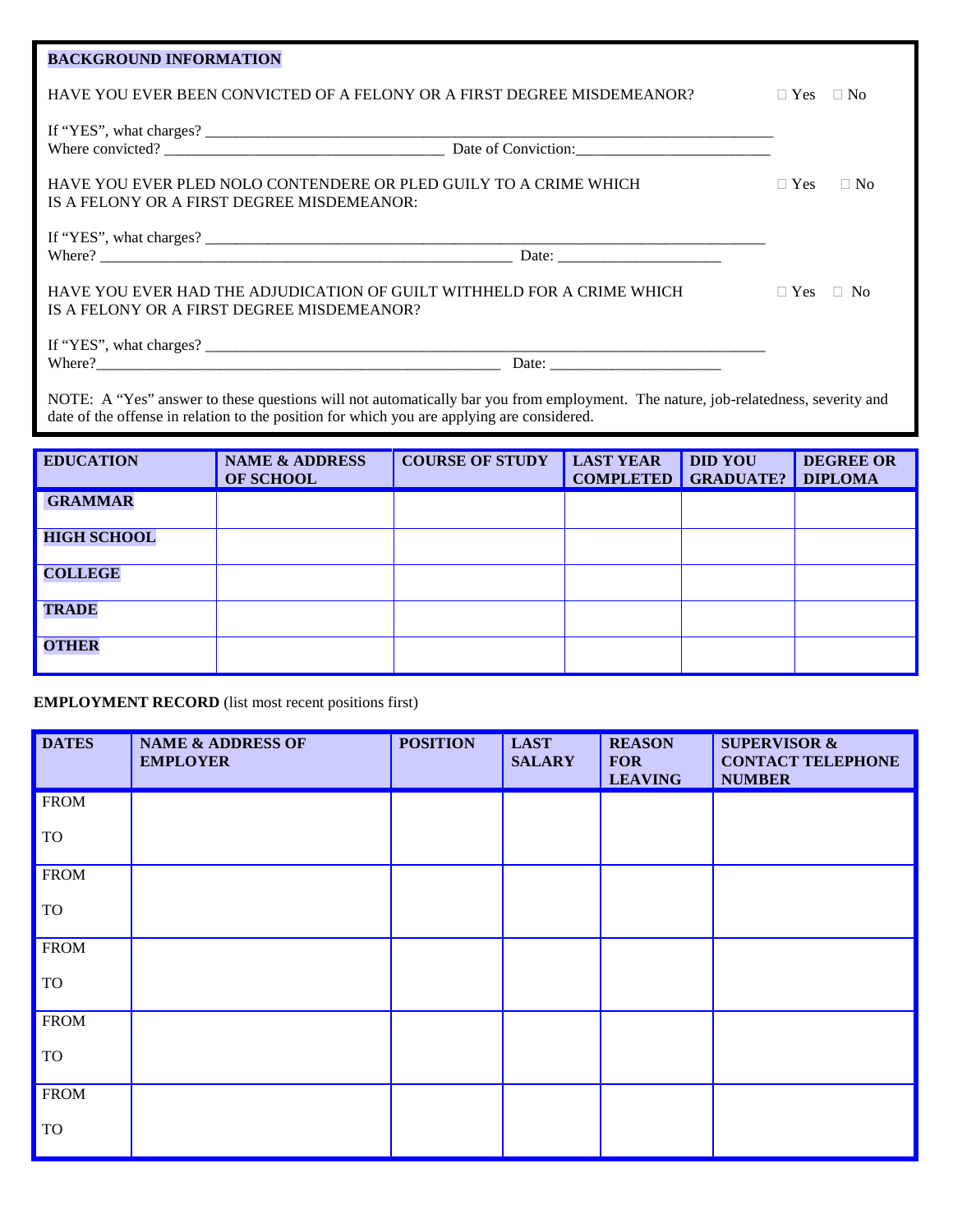## BACKGROUND INFORMATION

HAVE YOU EVER BEEN CONVICTED OF A FELONY OR A FIRST DEGREE MISDEMEANOR? ☐ Yes ☐ No

If "YES", what charges? ___________________________________________________________________________
Where convicted? ___________________________________ Date of Conviction:_________________________

HAVE YOU EVER PLED NOLO CONTENDERE OR PLED GUILY TO A CRIME WHICH IS A FELONY OR A FIRST DEGREE MISDEMEANOR: ☐ Yes ☐ No

If "YES", what charges? ___________________________________________________________________________
Where? ____________________________________________________ Date: _____________________

HAVE YOU EVER HAD THE ADJUDICATION OF GUILT WITHHELD FOR A CRIME WHICH IS A FELONY OR A FIRST DEGREE MISDEMEANOR? ☐ Yes ☐ No

If "YES", what charges? ___________________________________________________________________________
Where?____________________________________________________ Date: ______________________

NOTE: A "Yes" answer to these questions will not automatically bar you from employment. The nature, job-relatedness, severity and date of the offense in relation to the position for which you are applying are considered.

| EDUCATION | NAME & ADDRESS OF SCHOOL | COURSE OF STUDY | LAST YEAR COMPLETED | DID YOU GRADUATE? | DEGREE OR DIPLOMA |
|---|---|---|---|---|---|
| GRAMMAR | | | | | |
| HIGH SCHOOL | | | | | |
| COLLEGE | | | | | |
| TRADE | | | | | |
| OTHER | | | | | |

**EMPLOYMENT RECORD** (list most recent positions first)

| DATES | NAME & ADDRESS OF EMPLOYER | POSITION | LAST SALARY | REASON FOR LEAVING | SUPERVISOR & CONTACT TELEPHONE NUMBER |
|---|---|---|---|---|---|
| FROM<br>TO | | | | | |
| FROM<br>TO | | | | | |
| FROM<br>TO | | | | | |
| FROM<br>TO | | | | | |
| FROM<br>TO | | | | | |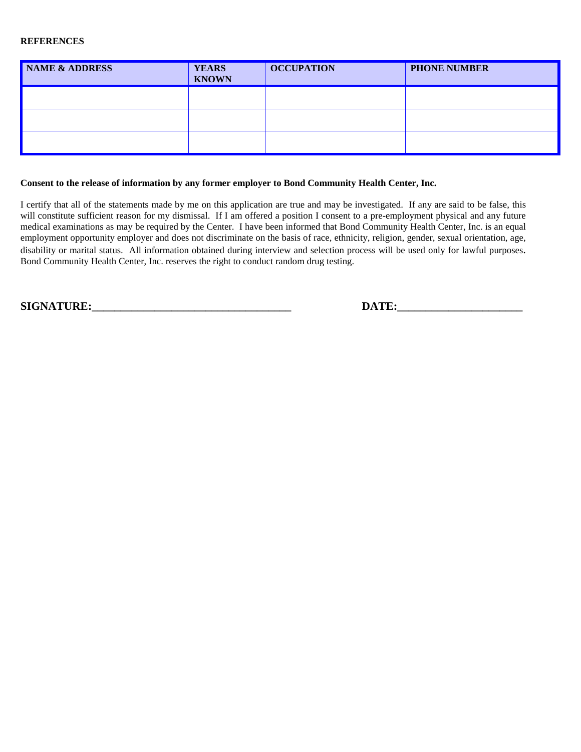**REFERENCES**

| NAME & ADDRESS | YEARS KNOWN | OCCUPATION | PHONE NUMBER |
| --- | --- | --- | --- |
| | | | |
| | | | |
| | | | |

**Consent to the release of information by any former employer to Bond Community Health Center, Inc.**

I certify that all of the statements made by me on this application are true and may be investigated. If any are said to be false, this will constitute sufficient reason for my dismissal. If I am offered a position I consent to a pre-employment physical and any future medical examinations as may be required by the Center. I have been informed that Bond Community Health Center, Inc. is an equal employment opportunity employer and does not discriminate on the basis of race, ethnicity, religion, gender, sexual orientation, age, disability or marital status. All information obtained during interview and selection process will be used only for lawful purposes. Bond Community Health Center, Inc. reserves the right to conduct random drug testing.

**SIGNATURE:___________________________________ DATE:______________________**